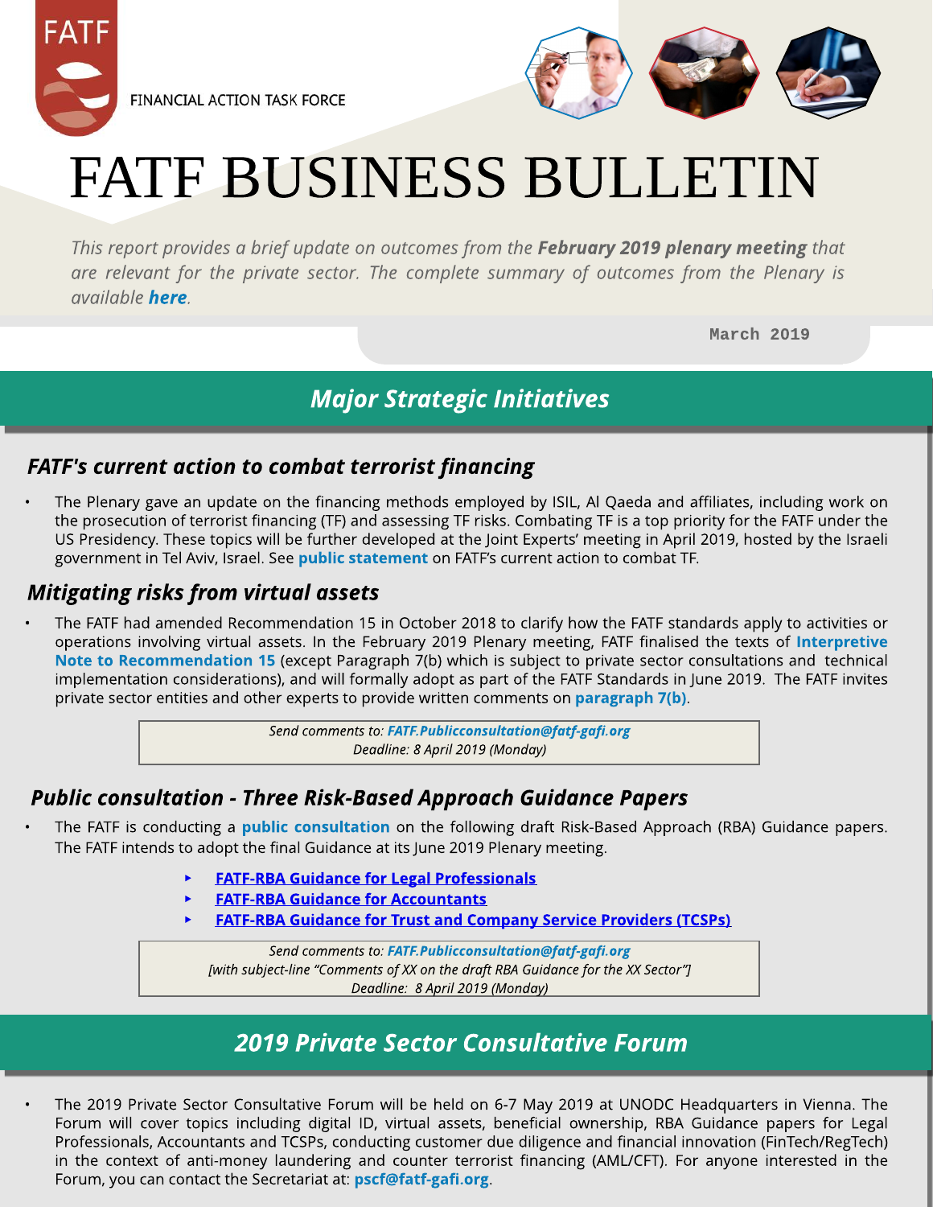FATF

FINANCIAL ACTION TASK FORCE

# FATF BUSINESS BULLETIN

*This report provides a brief update on outcomes from the **February 2019 plenary meeting** that are relevant for the private sector. The complete summary of outcomes from the Plenary is available **here**.*

March 2019

## *Major Strategic Initiatives*

### *FATF's current action to combat terrorist financing*

- The Plenary gave an update on the financing methods employed by ISIL, Al Qaeda and affiliates, including work on the prosecution of terrorist financing (TF) and assessing TF risks. Combating TF is a top priority for the FATF under the US Presidency. These topics will be further developed at the Joint Experts' meeting in April 2019, hosted by the Israeli government in Tel Aviv, Israel. See **public statement** on FATF's current action to combat TF.

### *Mitigating risks from virtual assets*

- The FATF had amended Recommendation 15 in October 2018 to clarify how the FATF standards apply to activities or operations involving virtual assets. In the February 2019 Plenary meeting, FATF finalised the texts of **Interpretive Note to Recommendation 15** (except Paragraph 7(b) which is subject to private sector consultations and technical implementation considerations), and will formally adopt as part of the FATF Standards in June 2019. The FATF invites private sector entities and other experts to provide written comments on **paragraph 7(b)**.

*Send comments to: **FATF.Publicconsultation@fatf-gafi.org***
*Deadline: 8 April 2019 (Monday)*

### *Public consultation - Three Risk-Based Approach Guidance Papers*

- The FATF is conducting a **public consultation** on the following draft Risk-Based Approach (RBA) Guidance papers. The FATF intends to adopt the final Guidance at its June 2019 Plenary meeting.
  - **FATF-RBA Guidance for Legal Professionals**
  - **FATF-RBA Guidance for Accountants**
  - **FATF-RBA Guidance for Trust and Company Service Providers (TCSPs)**

*Send comments to: **FATF.Publicconsultation@fatf-gafi.org***
*[with subject-line "Comments of XX on the draft RBA Guidance for the XX Sector"]*
*Deadline: 8 April 2019 (Monday)*

## *2019 Private Sector Consultative Forum*

- The 2019 Private Sector Consultative Forum will be held on 6-7 May 2019 at UNODC Headquarters in Vienna. The Forum will cover topics including digital ID, virtual assets, beneficial ownership, RBA Guidance papers for Legal Professionals, Accountants and TCSPs, conducting customer due diligence and financial innovation (FinTech/RegTech) in the context of anti-money laundering and counter terrorist financing (AML/CFT). For anyone interested in the Forum, you can contact the Secretariat at: **pscf@fatf-gafi.org**.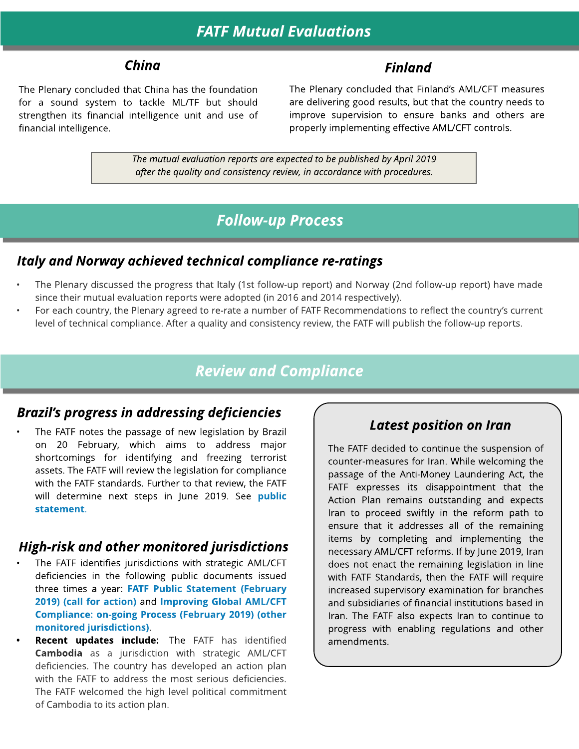# FATF Mutual Evaluations

### China

The Plenary concluded that China has the foundation for a sound system to tackle ML/TF but should strengthen its financial intelligence unit and use of financial intelligence.

### Finland

The Plenary concluded that Finland's AML/CFT measures are delivering good results, but that the country needs to improve supervision to ensure banks and others are properly implementing effective AML/CFT controls.

*The mutual evaluation reports are expected to be published by April 2019 after the quality and consistency review, in accordance with procedures.*

# Follow-up Process

## Italy and Norway achieved technical compliance re-ratings

- The Plenary discussed the progress that Italy (1st follow-up report) and Norway (2nd follow-up report) have made since their mutual evaluation reports were adopted (in 2016 and 2014 respectively).
- For each country, the Plenary agreed to re-rate a number of FATF Recommendations to reflect the country's current level of technical compliance. After a quality and consistency review, the FATF will publish the follow-up reports.

# Review and Compliance

## Brazil's progress in addressing deficiencies

- The FATF notes the passage of new legislation by Brazil on 20 February, which aims to address major shortcomings for identifying and freezing terrorist assets. The FATF will review the legislation for compliance with the FATF standards. Further to that review, the FATF will determine next steps in June 2019. See **public statement**.

## High-risk and other monitored jurisdictions

- The FATF identifies jurisdictions with strategic AML/CFT deficiencies in the following public documents issued three times a year: **FATF Public Statement (February 2019) (call for action)** and **Improving Global AML/CFT Compliance: on-going Process (February 2019) (other monitored jurisdictions)**.
- **Recent updates include:** The FATF has identified **Cambodia** as a jurisdiction with strategic AML/CFT deficiencies. The country has developed an action plan with the FATF to address the most serious deficiencies. The FATF welcomed the high level political commitment of Cambodia to its action plan.

## Latest position on Iran

The FATF decided to continue the suspension of counter-measures for Iran. While welcoming the passage of the Anti-Money Laundering Act, the FATF expresses its disappointment that the Action Plan remains outstanding and expects Iran to proceed swiftly in the reform path to ensure that it addresses all of the remaining items by completing and implementing the necessary AML/CFT reforms. If by June 2019, Iran does not enact the remaining legislation in line with FATF Standards, then the FATF will require increased supervisory examination for branches and subsidiaries of financial institutions based in Iran. The FATF also expects Iran to continue to progress with enabling regulations and other amendments.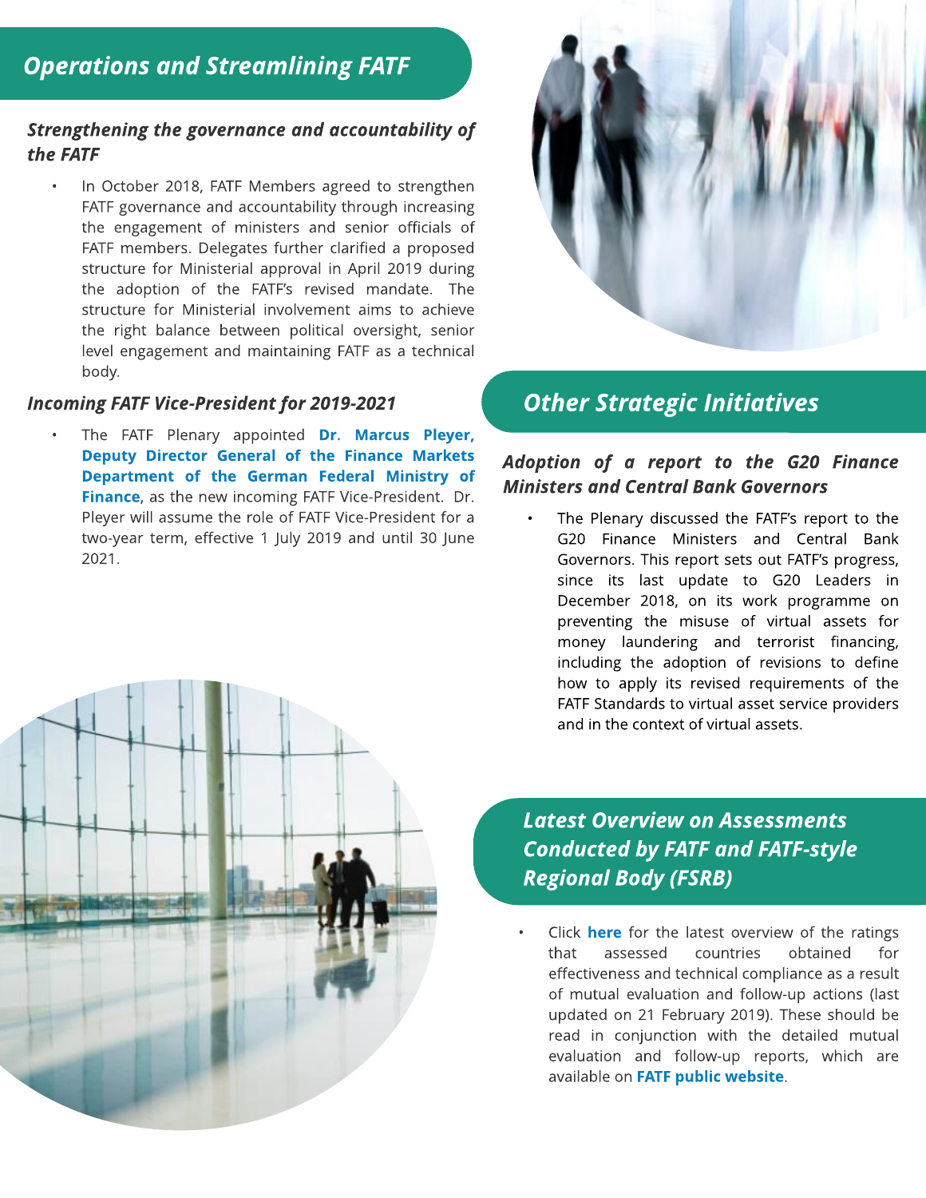## Operations and Streamlining FATF

### *Strengthening the governance and accountability of the FATF*

- In October 2018, FATF Members agreed to strengthen FATF governance and accountability through increasing the engagement of ministers and senior officials of FATF members. Delegates further clarified a proposed structure for Ministerial approval in April 2019 during the adoption of the FATF's revised mandate. The structure for Ministerial involvement aims to achieve the right balance between political oversight, senior level engagement and maintaining FATF as a technical body.

### *Incoming FATF Vice-President for 2019-2021*

- The FATF Plenary appointed **Dr. Marcus Pleyer, Deputy Director General of the Finance Markets Department of the German Federal Ministry of Finance**, as the new incoming FATF Vice-President. Dr. Pleyer will assume the role of FATF Vice-President for a two-year term, effective 1 July 2019 and until 30 June 2021.

## Other Strategic Initiatives

### *Adoption of a report to the G20 Finance Ministers and Central Bank Governors*

- The Plenary discussed the FATF's report to the G20 Finance Ministers and Central Bank Governors. This report sets out FATF's progress, since its last update to G20 Leaders in December 2018, on its work programme on preventing the misuse of virtual assets for money laundering and terrorist financing, including the adoption of revisions to define how to apply its revised requirements of the FATF Standards to virtual asset service providers and in the context of virtual assets.

## Latest Overview on Assessments Conducted by FATF and FATF-style Regional Body (FSRB)

- Click **here** for the latest overview of the ratings that assessed countries obtained for effectiveness and technical compliance as a result of mutual evaluation and follow-up actions (last updated on 21 February 2019). These should be read in conjunction with the detailed mutual evaluation and follow-up reports, which are available on **FATF public website**.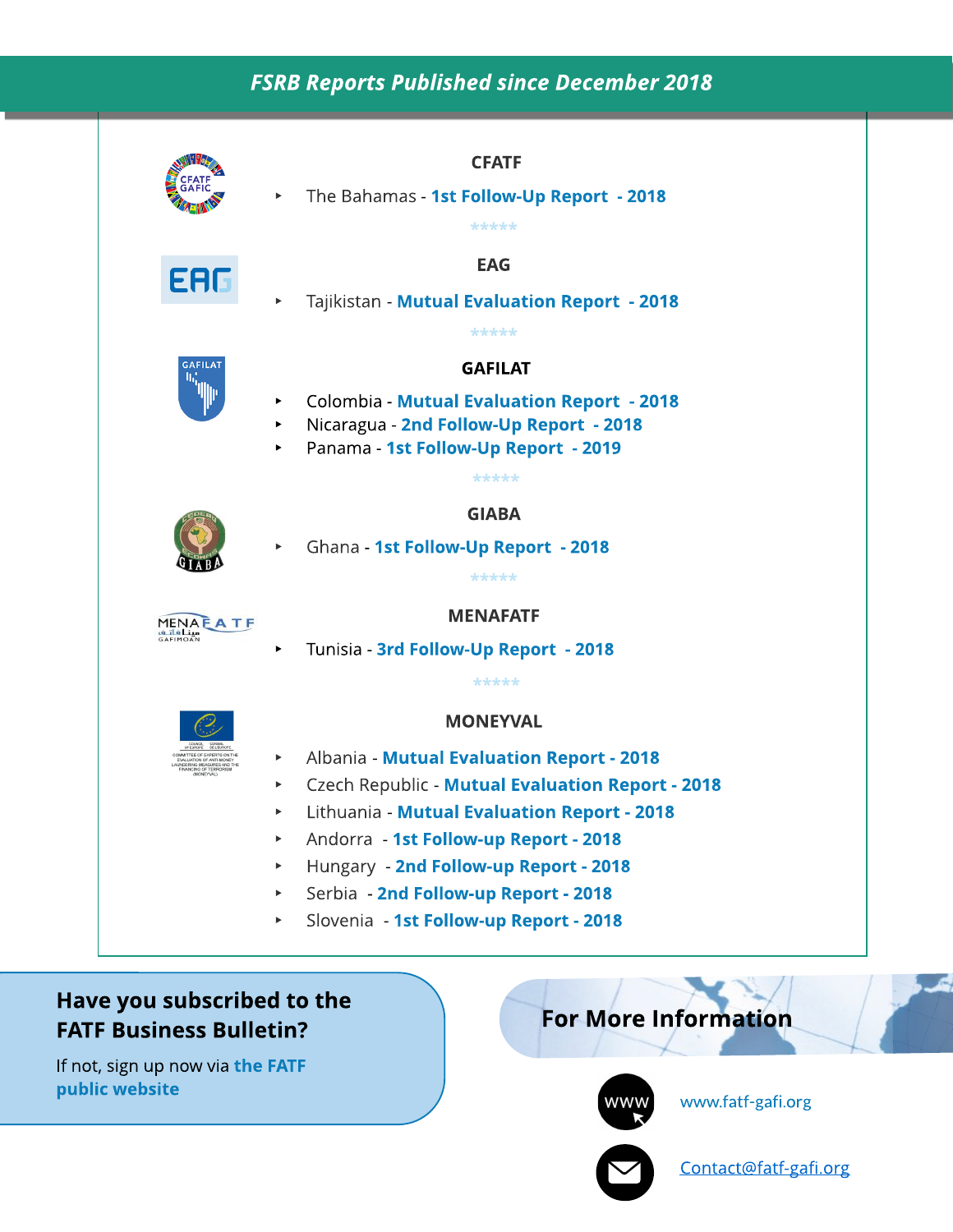## FSRB Reports Published since December 2018

### CFATF

- The Bahamas - **1st Follow-Up Report - 2018**

*****

### EAG

- Tajikistan - **Mutual Evaluation Report - 2018**

*****

### GAFILAT

- Colombia - **Mutual Evaluation Report - 2018**
- Nicaragua - **2nd Follow-Up Report - 2018**
- Panama - **1st Follow-Up Report - 2019**

*****

### GIABA

- Ghana - **1st Follow-Up Report - 2018**

*****

### MENAFATF

- Tunisia - **3rd Follow-Up Report - 2018**

*****

### MONEYVAL

- Albania - **Mutual Evaluation Report - 2018**
- Czech Republic - **Mutual Evaluation Report - 2018**
- Lithuania - **Mutual Evaluation Report - 2018**
- Andorra - **1st Follow-up Report - 2018**
- Hungary - **2nd Follow-up Report - 2018**
- Serbia - **2nd Follow-up Report - 2018**
- Slovenia - **1st Follow-up Report - 2018**

**Have you subscribed to the FATF Business Bulletin?**

If not, sign up now via **the FATF public website**

**For More Information**

www.fatf-gafi.org

Contact@fatf-gafi.org